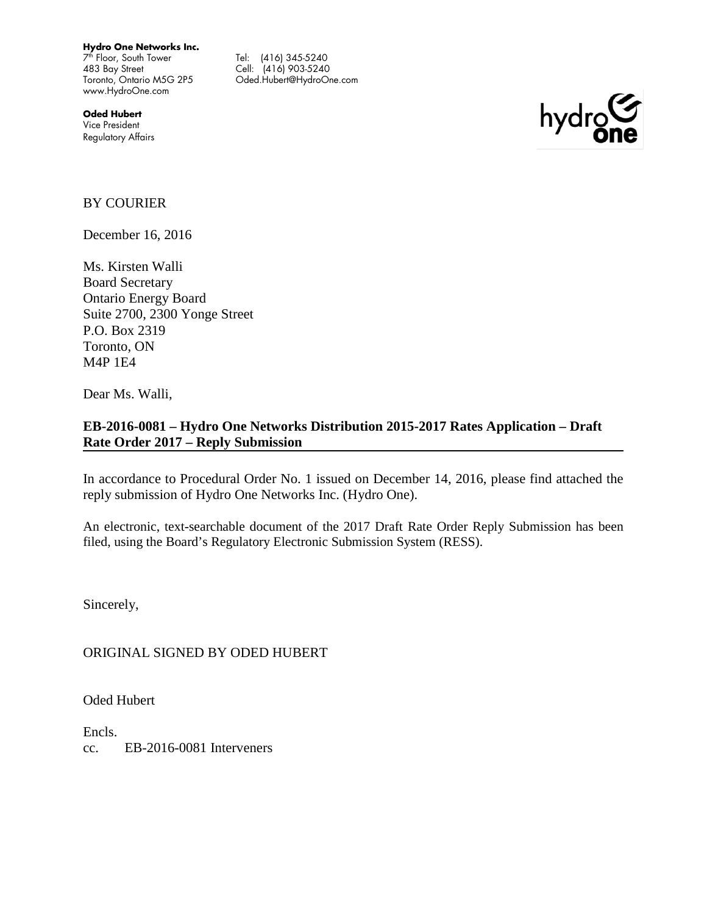**Hydro One Networks Inc.**
7[th] Floor, South Tower
483 Bay Street
Toronto, Ontario M5G 2P5
www.HydroOne.com

Tel: (416) 345-5240
Cell: (416) 903-5240
Oded.Hubert@HydroOne.com

**Oded Hubert**
Vice President
Regulatory Affairs

BY COURIER

December 16, 2016

Ms. Kirsten Walli
Board Secretary
Ontario Energy Board
Suite 2700, 2300 Yonge Street
P.O. Box 2319
Toronto, ON
M4P 1E4

Dear Ms. Walli,

**EB-2016-0081 – Hydro One Networks Distribution 2015-2017 Rates Application – Draft Rate Order 2017 – Reply Submission**

In accordance to Procedural Order No. 1 issued on December 14, 2016, please find attached the reply submission of Hydro One Networks Inc. (Hydro One).

An electronic, text-searchable document of the 2017 Draft Rate Order Reply Submission has been filed, using the Board's Regulatory Electronic Submission System (RESS).

Sincerely,

ORIGINAL SIGNED BY ODED HUBERT

Oded Hubert

Encls.
cc. EB-2016-0081 Interveners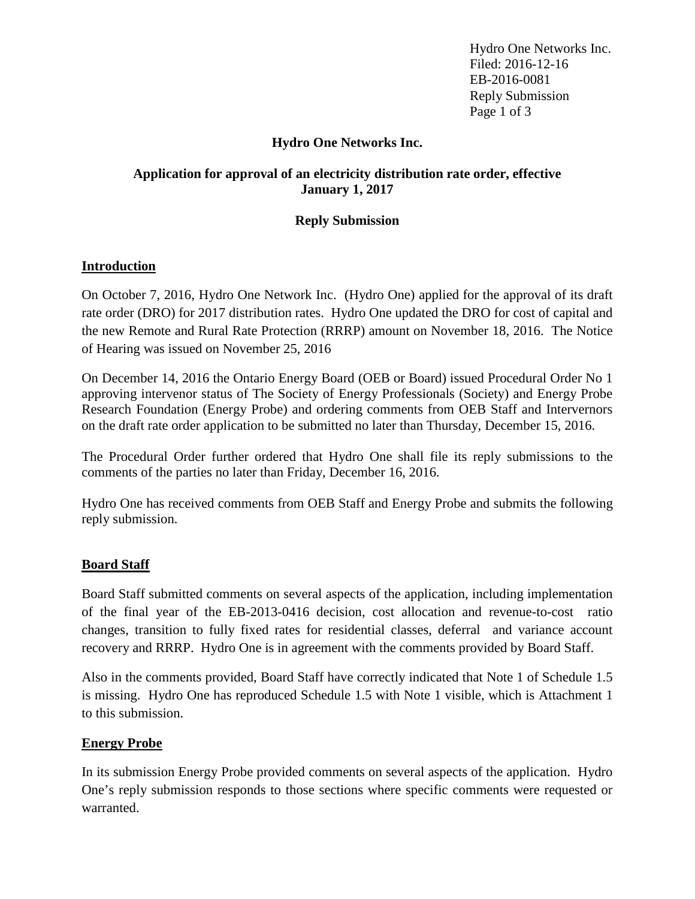**Hydro One Networks Inc.**

**Application for approval of an electricity distribution rate order, effective January 1, 2017**

**Reply Submission**

## Introduction

On October 7, 2016, Hydro One Network Inc. (Hydro One) applied for the approval of its draft rate order (DRO) for 2017 distribution rates. Hydro One updated the DRO for cost of capital and the new Remote and Rural Rate Protection (RRRP) amount on November 18, 2016. The Notice of Hearing was issued on November 25, 2016

On December 14, 2016 the Ontario Energy Board (OEB or Board) issued Procedural Order No 1 approving intervenor status of The Society of Energy Professionals (Society) and Energy Probe Research Foundation (Energy Probe) and ordering comments from OEB Staff and Intervernors on the draft rate order application to be submitted no later than Thursday, December 15, 2016.

The Procedural Order further ordered that Hydro One shall file its reply submissions to the comments of the parties no later than Friday, December 16, 2016.

Hydro One has received comments from OEB Staff and Energy Probe and submits the following reply submission.

## Board Staff

Board Staff submitted comments on several aspects of the application, including implementation of the final year of the EB-2013-0416 decision, cost allocation and revenue-to-cost ratio changes, transition to fully fixed rates for residential classes, deferral and variance account recovery and RRRP. Hydro One is in agreement with the comments provided by Board Staff.

Also in the comments provided, Board Staff have correctly indicated that Note 1 of Schedule 1.5 is missing. Hydro One has reproduced Schedule 1.5 with Note 1 visible, which is Attachment 1 to this submission.

## Energy Probe

In its submission Energy Probe provided comments on several aspects of the application. Hydro One's reply submission responds to those sections where specific comments were requested or warranted.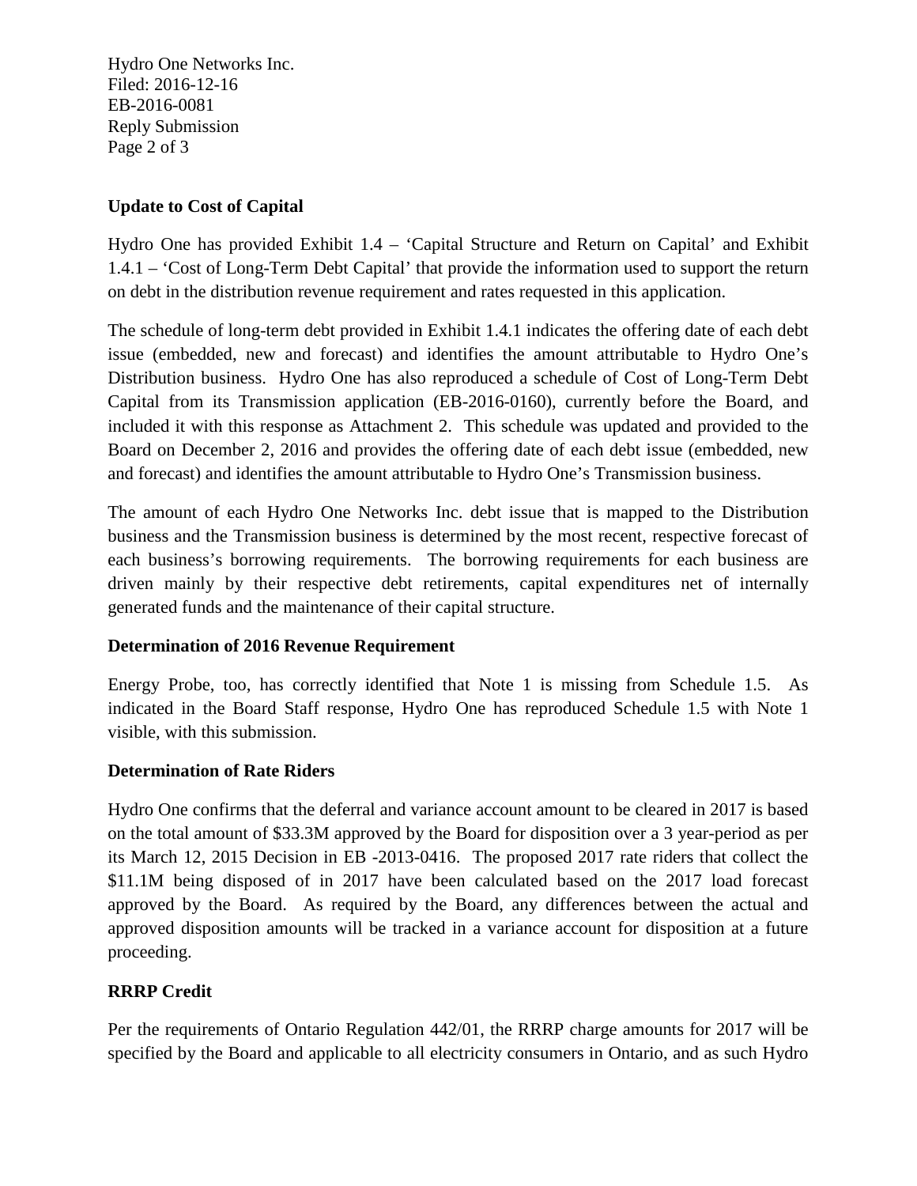## Update to Cost of Capital

Hydro One has provided Exhibit 1.4 – 'Capital Structure and Return on Capital' and Exhibit 1.4.1 – 'Cost of Long-Term Debt Capital' that provide the information used to support the return on debt in the distribution revenue requirement and rates requested in this application.

The schedule of long-term debt provided in Exhibit 1.4.1 indicates the offering date of each debt issue (embedded, new and forecast) and identifies the amount attributable to Hydro One's Distribution business. Hydro One has also reproduced a schedule of Cost of Long-Term Debt Capital from its Transmission application (EB-2016-0160), currently before the Board, and included it with this response as Attachment 2. This schedule was updated and provided to the Board on December 2, 2016 and provides the offering date of each debt issue (embedded, new and forecast) and identifies the amount attributable to Hydro One's Transmission business.

The amount of each Hydro One Networks Inc. debt issue that is mapped to the Distribution business and the Transmission business is determined by the most recent, respective forecast of each business's borrowing requirements. The borrowing requirements for each business are driven mainly by their respective debt retirements, capital expenditures net of internally generated funds and the maintenance of their capital structure.

## Determination of 2016 Revenue Requirement

Energy Probe, too, has correctly identified that Note 1 is missing from Schedule 1.5. As indicated in the Board Staff response, Hydro One has reproduced Schedule 1.5 with Note 1 visible, with this submission.

## Determination of Rate Riders

Hydro One confirms that the deferral and variance account amount to be cleared in 2017 is based on the total amount of $33.3M approved by the Board for disposition over a 3 year-period as per its March 12, 2015 Decision in EB -2013-0416. The proposed 2017 rate riders that collect the $11.1M being disposed of in 2017 have been calculated based on the 2017 load forecast approved by the Board. As required by the Board, any differences between the actual and approved disposition amounts will be tracked in a variance account for disposition at a future proceeding.

## RRRP Credit

Per the requirements of Ontario Regulation 442/01, the RRRP charge amounts for 2017 will be specified by the Board and applicable to all electricity consumers in Ontario, and as such Hydro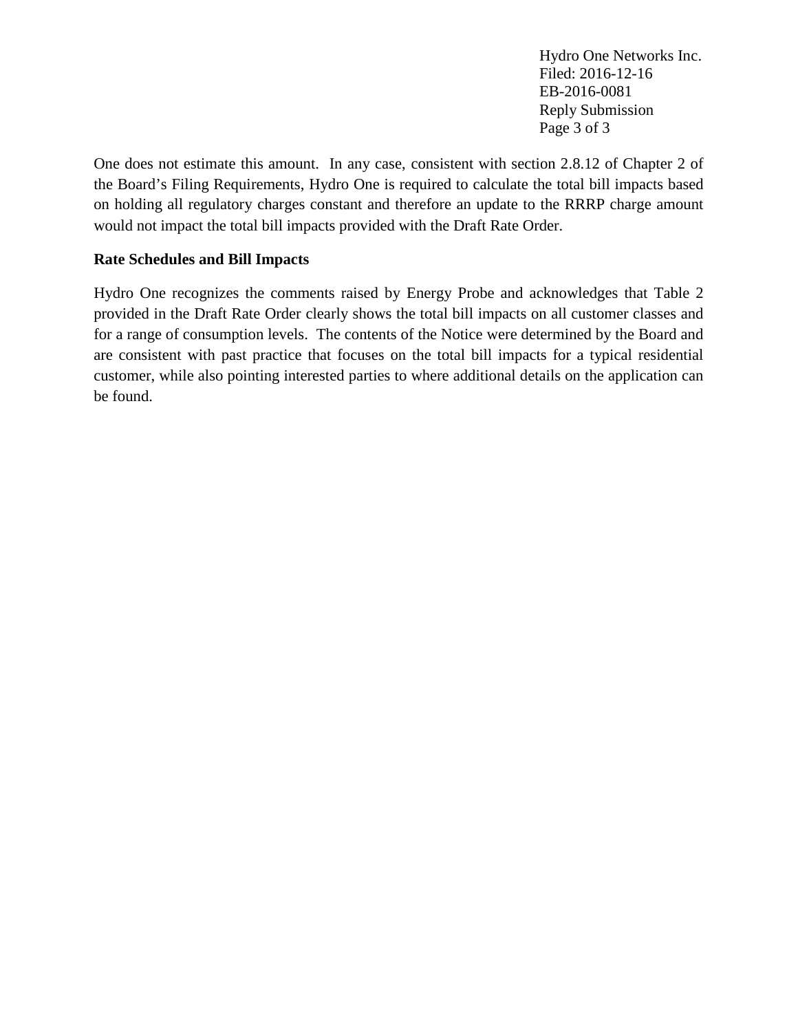One does not estimate this amount. In any case, consistent with section 2.8.12 of Chapter 2 of the Board's Filing Requirements, Hydro One is required to calculate the total bill impacts based on holding all regulatory charges constant and therefore an update to the RRRP charge amount would not impact the total bill impacts provided with the Draft Rate Order.

**Rate Schedules and Bill Impacts**

Hydro One recognizes the comments raised by Energy Probe and acknowledges that Table 2 provided in the Draft Rate Order clearly shows the total bill impacts on all customer classes and for a range of consumption levels. The contents of the Notice were determined by the Board and are consistent with past practice that focuses on the total bill impacts for a typical residential customer, while also pointing interested parties to where additional details on the application can be found.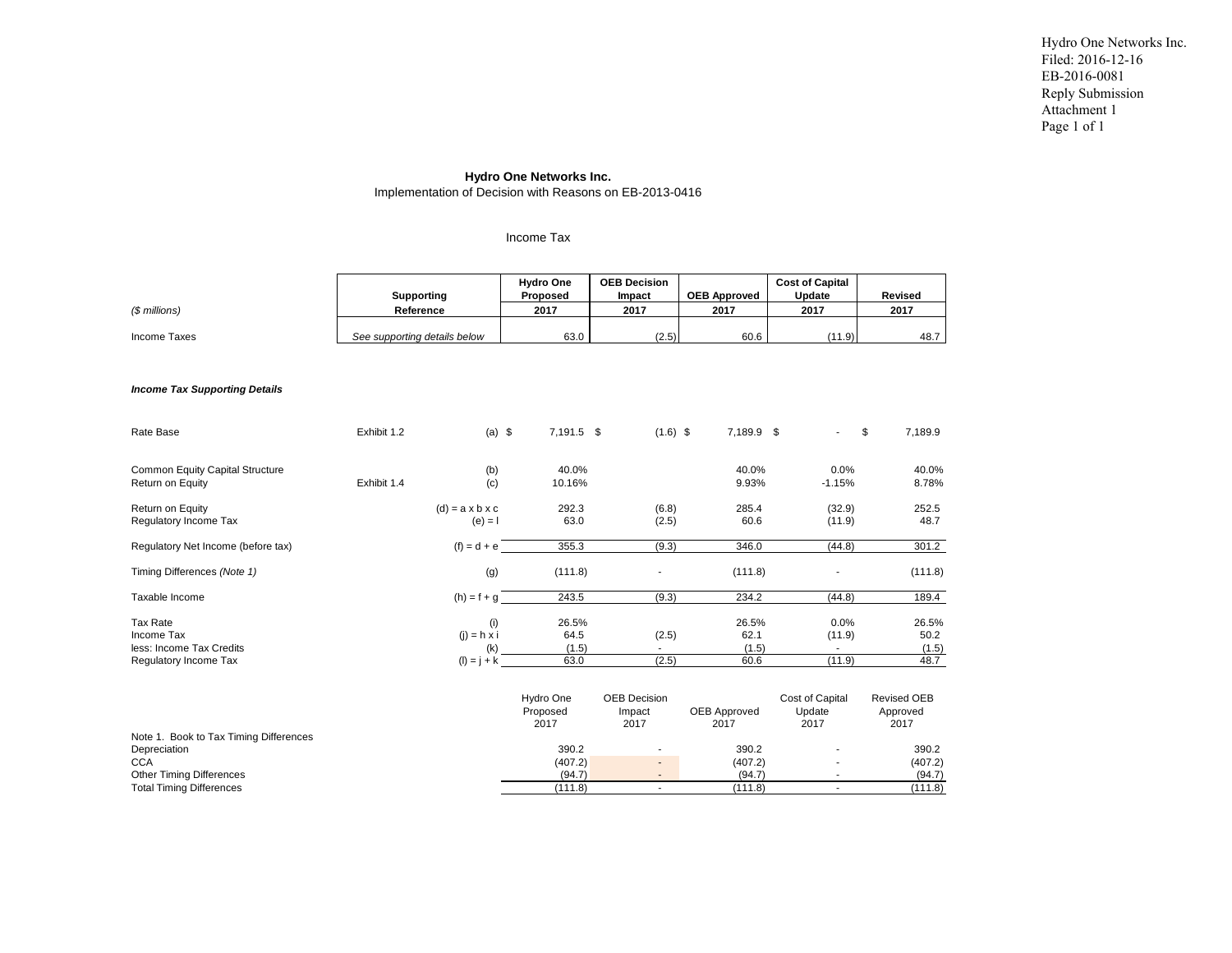Hydro One Networks Inc.
Filed: 2016-12-16
EB-2016-0081
Reply Submission
Attachment 1

**Hydro One Networks Inc.**
Implementation of Decision with Reasons on EB-2013-0416

Income Tax

| *($ millions)* | Supporting Reference | | Hydro One Proposed 2017 | OEB Decision Impact 2017 | OEB Approved 2017 | Cost of Capital Update 2017 | Revised 2017 |
|---|---|---|---|---|---|---|---|
| Income Taxes | *See supporting details below* | | 63.0 | (2.5) | 60.6 | (11.9) | 48.7 |

***Income Tax Supporting Details***

| | Supporting Reference | | Hydro One Proposed 2017 | OEB Decision Impact 2017 | OEB Approved 2017 | Cost of Capital Update 2017 | Revised 2017 |
|---|---|---|---|---|---|---|---|
| Rate Base | Exhibit 1.2 | (a) | $ 7,191.5 | $ (1.6) | $ 7,189.9 | $ - | $ 7,189.9 |
| Common Equity Capital Structure | | (b) | 40.0% | | 40.0% | 0.0% | 40.0% |
| Return on Equity | Exhibit 1.4 | (c) | 10.16% | | 9.93% | -1.15% | 8.78% |
| Return on Equity | | (d) = a x b x c | 292.3 | (6.8) | 285.4 | (32.9) | 252.5 |
| Regulatory Income Tax | | (e) = l | 63.0 | (2.5) | 60.6 | (11.9) | 48.7 |
| Regulatory Net Income (before tax) | | (f) = d + e | 355.3 | (9.3) | 346.0 | (44.8) | 301.2 |
| Timing Differences *(Note 1)* | | (g) | (111.8) | - | (111.8) | - | (111.8) |
| Taxable Income | | (h) = f + g | 243.5 | (9.3) | 234.2 | (44.8) | 189.4 |
| Tax Rate | | (i) | 26.5% | | 26.5% | 0.0% | 26.5% |
| Income Tax | | (j) = h x i | 64.5 | (2.5) | 62.1 | (11.9) | 50.2 |
| less: Income Tax Credits | | (k) | (1.5) | - | (1.5) | - | (1.5) |
| Regulatory Income Tax | | (l) = j + k | 63.0 | (2.5) | 60.6 | (11.9) | 48.7 |

| Note 1. Book to Tax Timing Differences | Hydro One Proposed 2017 | OEB Decision Impact 2017 | OEB Approved 2017 | Cost of Capital Update 2017 | Revised OEB Approved 2017 |
|---|---|---|---|---|---|
| Depreciation | 390.2 | - | 390.2 | - | 390.2 |
| CCA | (407.2) | - | (407.2) | - | (407.2) |
| Other Timing Differences | (94.7) | - | (94.7) | - | (94.7) |
| Total Timing Differences | (111.8) | - | (111.8) | - | (111.8) |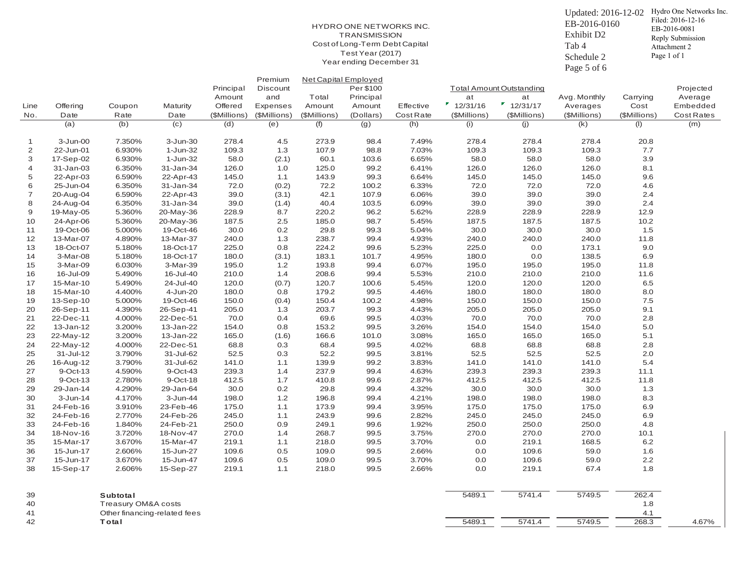Updated: 2016-12-02
EB-2016-0160
Exhibit D2
Tab 4
Schedule 2
Page 5 of 6

Hydro One Networks Inc.
Filed: 2016-12-16
EB-2016-0081
Reply Submission
Attachment 2
Page 1 of 1

HYDRO ONE NETWORKS INC.
TRANSMISSION
Cost of Long-Term Debt Capital
Test Year (2017)
Year ending December 31

| Line No. | Offering Date | Coupon Rate | Maturity Date | Principal Amount Offered ($Millions) | Premium Discount and Expenses ($Millions) | Net Capital Employed Total Amount ($Millions) | Net Capital Employed Per $100 Principal Amount (Dollars) | Effective Cost Rate | Total Amount Outstanding at 12/31/16 ($Millions) | Total Amount Outstanding at 12/31/17 ($Millions) | Avg. Monthly Averages ($Millions) | Carrying Cost ($Millions) | Projected Average Embedded Cost Rates |
|---|---|---|---|---|---|---|---|---|---|---|---|---|---|
| | (a) | (b) | (c) | (d) | (e) | (f) | (g) | (h) | (i) | (j) | (k) | (l) | (m) |
| 1 | 3-Jun-00 | 7.350% | 3-Jun-30 | 278.4 | 4.5 | 273.9 | 98.4 | 7.49% | 278.4 | 278.4 | 278.4 | 20.8 | |
| 2 | 22-Jun-01 | 6.930% | 1-Jun-32 | 109.3 | 1.3 | 107.9 | 98.8 | 7.03% | 109.3 | 109.3 | 109.3 | 7.7 | |
| 3 | 17-Sep-02 | 6.930% | 1-Jun-32 | 58.0 | (2.1) | 60.1 | 103.6 | 6.65% | 58.0 | 58.0 | 58.0 | 3.9 | |
| 4 | 31-Jan-03 | 6.350% | 31-Jan-34 | 126.0 | 1.0 | 125.0 | 99.2 | 6.41% | 126.0 | 126.0 | 126.0 | 8.1 | |
| 5 | 22-Apr-03 | 6.590% | 22-Apr-43 | 145.0 | 1.1 | 143.9 | 99.3 | 6.64% | 145.0 | 145.0 | 145.0 | 9.6 | |
| 6 | 25-Jun-04 | 6.350% | 31-Jan-34 | 72.0 | (0.2) | 72.2 | 100.2 | 6.33% | 72.0 | 72.0 | 72.0 | 4.6 | |
| 7 | 20-Aug-04 | 6.590% | 22-Apr-43 | 39.0 | (3.1) | 42.1 | 107.9 | 6.06% | 39.0 | 39.0 | 39.0 | 2.4 | |
| 8 | 24-Aug-04 | 6.350% | 31-Jan-34 | 39.0 | (1.4) | 40.4 | 103.5 | 6.09% | 39.0 | 39.0 | 39.0 | 2.4 | |
| 9 | 19-May-05 | 5.360% | 20-May-36 | 228.9 | 8.7 | 220.2 | 96.2 | 5.62% | 228.9 | 228.9 | 228.9 | 12.9 | |
| 10 | 24-Apr-06 | 5.360% | 20-May-36 | 187.5 | 2.5 | 185.0 | 98.7 | 5.45% | 187.5 | 187.5 | 187.5 | 10.2 | |
| 11 | 19-Oct-06 | 5.000% | 19-Oct-46 | 30.0 | 0.2 | 29.8 | 99.3 | 5.04% | 30.0 | 30.0 | 30.0 | 1.5 | |
| 12 | 13-Mar-07 | 4.890% | 13-Mar-37 | 240.0 | 1.3 | 238.7 | 99.4 | 4.93% | 240.0 | 240.0 | 240.0 | 11.8 | |
| 13 | 18-Oct-07 | 5.180% | 18-Oct-17 | 225.0 | 0.8 | 224.2 | 99.6 | 5.23% | 225.0 | 0.0 | 173.1 | 9.0 | |
| 14 | 3-Mar-08 | 5.180% | 18-Oct-17 | 180.0 | (3.1) | 183.1 | 101.7 | 4.95% | 180.0 | 0.0 | 138.5 | 6.9 | |
| 15 | 3-Mar-09 | 6.030% | 3-Mar-39 | 195.0 | 1.2 | 193.8 | 99.4 | 6.07% | 195.0 | 195.0 | 195.0 | 11.8 | |
| 16 | 16-Jul-09 | 5.490% | 16-Jul-40 | 210.0 | 1.4 | 208.6 | 99.4 | 5.53% | 210.0 | 210.0 | 210.0 | 11.6 | |
| 17 | 15-Mar-10 | 5.490% | 24-Jul-40 | 120.0 | (0.7) | 120.7 | 100.6 | 5.45% | 120.0 | 120.0 | 120.0 | 6.5 | |
| 18 | 15-Mar-10 | 4.400% | 4-Jun-20 | 180.0 | 0.8 | 179.2 | 99.5 | 4.46% | 180.0 | 180.0 | 180.0 | 8.0 | |
| 19 | 13-Sep-10 | 5.000% | 19-Oct-46 | 150.0 | (0.4) | 150.4 | 100.2 | 4.98% | 150.0 | 150.0 | 150.0 | 7.5 | |
| 20 | 26-Sep-11 | 4.390% | 26-Sep-41 | 205.0 | 1.3 | 203.7 | 99.3 | 4.43% | 205.0 | 205.0 | 205.0 | 9.1 | |
| 21 | 22-Dec-11 | 4.000% | 22-Dec-51 | 70.0 | 0.4 | 69.6 | 99.5 | 4.03% | 70.0 | 70.0 | 70.0 | 2.8 | |
| 22 | 13-Jan-12 | 3.200% | 13-Jan-22 | 154.0 | 0.8 | 153.2 | 99.5 | 3.26% | 154.0 | 154.0 | 154.0 | 5.0 | |
| 23 | 22-May-12 | 3.200% | 13-Jan-22 | 165.0 | (1.6) | 166.6 | 101.0 | 3.08% | 165.0 | 165.0 | 165.0 | 5.1 | |
| 24 | 22-May-12 | 4.000% | 22-Dec-51 | 68.8 | 0.3 | 68.4 | 99.5 | 4.02% | 68.8 | 68.8 | 68.8 | 2.8 | |
| 25 | 31-Jul-12 | 3.790% | 31-Jul-62 | 52.5 | 0.3 | 52.2 | 99.5 | 3.81% | 52.5 | 52.5 | 52.5 | 2.0 | |
| 26 | 16-Aug-12 | 3.790% | 31-Jul-62 | 141.0 | 1.1 | 139.9 | 99.2 | 3.83% | 141.0 | 141.0 | 141.0 | 5.4 | |
| 27 | 9-Oct-13 | 4.590% | 9-Oct-43 | 239.3 | 1.4 | 237.9 | 99.4 | 4.63% | 239.3 | 239.3 | 239.3 | 11.1 | |
| 28 | 9-Oct-13 | 2.780% | 9-Oct-18 | 412.5 | 1.7 | 410.8 | 99.6 | 2.87% | 412.5 | 412.5 | 412.5 | 11.8 | |
| 29 | 29-Jan-14 | 4.290% | 29-Jan-64 | 30.0 | 0.2 | 29.8 | 99.4 | 4.32% | 30.0 | 30.0 | 30.0 | 1.3 | |
| 30 | 3-Jun-14 | 4.170% | 3-Jun-44 | 198.0 | 1.2 | 196.8 | 99.4 | 4.21% | 198.0 | 198.0 | 198.0 | 8.3 | |
| 31 | 24-Feb-16 | 3.910% | 23-Feb-46 | 175.0 | 1.1 | 173.9 | 99.4 | 3.95% | 175.0 | 175.0 | 175.0 | 6.9 | |
| 32 | 24-Feb-16 | 2.770% | 24-Feb-26 | 245.0 | 1.1 | 243.9 | 99.6 | 2.82% | 245.0 | 245.0 | 245.0 | 6.9 | |
| 33 | 24-Feb-16 | 1.840% | 24-Feb-21 | 250.0 | 0.9 | 249.1 | 99.6 | 1.92% | 250.0 | 250.0 | 250.0 | 4.8 | |
| 34 | 18-Nov-16 | 3.720% | 18-Nov-47 | 270.0 | 1.4 | 268.7 | 99.5 | 3.75% | 270.0 | 270.0 | 270.0 | 10.1 | |
| 35 | 15-Mar-17 | 3.670% | 15-Mar-47 | 219.1 | 1.1 | 218.0 | 99.5 | 3.70% | 0.0 | 219.1 | 168.5 | 6.2 | |
| 36 | 15-Jun-17 | 2.606% | 15-Jun-27 | 109.6 | 0.5 | 109.0 | 99.5 | 2.66% | 0.0 | 109.6 | 59.0 | 1.6 | |
| 37 | 15-Jun-17 | 3.670% | 15-Jun-47 | 109.6 | 0.5 | 109.0 | 99.5 | 3.70% | 0.0 | 109.6 | 59.0 | 2.2 | |
| 38 | 15-Sep-17 | 2.606% | 15-Sep-27 | 219.1 | 1.1 | 218.0 | 99.5 | 2.66% | 0.0 | 219.1 | 67.4 | 1.8 | |
| 39 | | **Subtotal** | | | | | | | 5489.1 | 5741.4 | 5749.5 | 262.4 | |
| 40 | | Treasury OM&A costs | | | | | | | | | | 1.8 | |
| 41 | | Other financing-related fees | | | | | | | | | | 4.1 | |
| 42 | | **Total** | | | | | | | 5489.1 | 5741.4 | 5749.5 | 268.3 | 4.67% |